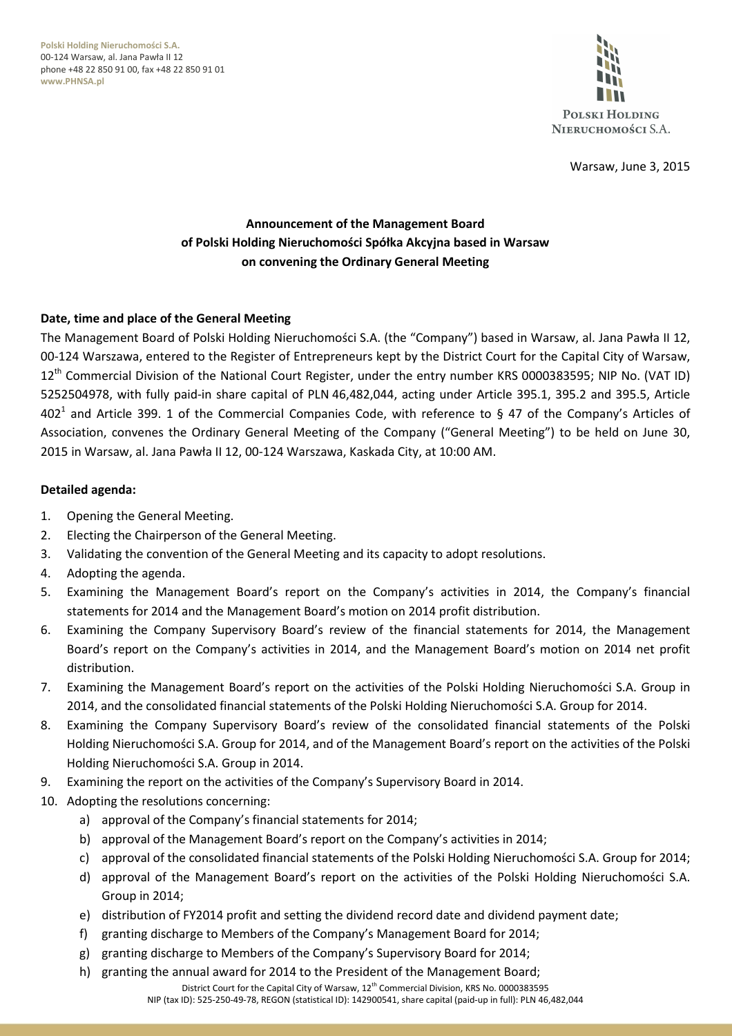**Polski Holding Nieruchomości S.A.**
00-124 Warsaw, al. Jana Pawła II 12
phone +48 22 850 91 00, fax +48 22 850 91 01
**www.PHNSA.pl**

Warsaw, June 3, 2015

**Announcement of the Management Board of Polski Holding Nieruchomości Spółka Akcyjna based in Warsaw on convening the Ordinary General Meeting**

**Date, time and place of the General Meeting**

The Management Board of Polski Holding Nieruchomości S.A. (the "Company") based in Warsaw, al. Jana Pawła II 12, 00-124 Warszawa, entered to the Register of Entrepreneurs kept by the District Court for the Capital City of Warsaw, 12th Commercial Division of the National Court Register, under the entry number KRS 0000383595; NIP No. (VAT ID) 5252504978, with fully paid-in share capital of PLN 46,482,044, acting under Article 395.1, 395.2 and 395.5, Article 402[1] and Article 399. 1 of the Commercial Companies Code, with reference to § 47 of the Company's Articles of Association, convenes the Ordinary General Meeting of the Company ("General Meeting") to be held on June 30, 2015 in Warsaw, al. Jana Pawła II 12, 00-124 Warszawa, Kaskada City, at 10:00 AM.

**Detailed agenda:**

1. Opening the General Meeting.
2. Electing the Chairperson of the General Meeting.
3. Validating the convention of the General Meeting and its capacity to adopt resolutions.
4. Adopting the agenda.
5. Examining the Management Board's report on the Company's activities in 2014, the Company's financial statements for 2014 and the Management Board's motion on 2014 profit distribution.
6. Examining the Company Supervisory Board's review of the financial statements for 2014, the Management Board's report on the Company's activities in 2014, and the Management Board's motion on 2014 net profit distribution.
7. Examining the Management Board's report on the activities of the Polski Holding Nieruchomości S.A. Group in 2014, and the consolidated financial statements of the Polski Holding Nieruchomości S.A. Group for 2014.
8. Examining the Company Supervisory Board's review of the consolidated financial statements of the Polski Holding Nieruchomości S.A. Group for 2014, and of the Management Board's report on the activities of the Polski Holding Nieruchomości S.A. Group in 2014.
9. Examining the report on the activities of the Company's Supervisory Board in 2014.
10. Adopting the resolutions concerning:
    a) approval of the Company's financial statements for 2014;
    b) approval of the Management Board's report on the Company's activities in 2014;
    c) approval of the consolidated financial statements of the Polski Holding Nieruchomości S.A. Group for 2014;
    d) approval of the Management Board's report on the activities of the Polski Holding Nieruchomości S.A. Group in 2014;
    e) distribution of FY2014 profit and setting the dividend record date and dividend payment date;
    f) granting discharge to Members of the Company's Management Board for 2014;
    g) granting discharge to Members of the Company's Supervisory Board for 2014;
    h) granting the annual award for 2014 to the President of the Management Board;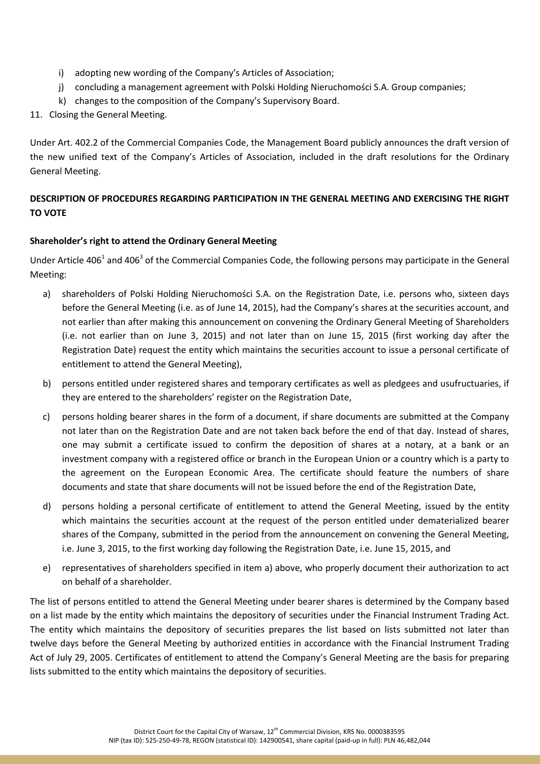i) adopting new wording of the Company's Articles of Association;

j) concluding a management agreement with Polski Holding Nieruchomości S.A. Group companies;

k) changes to the composition of the Company's Supervisory Board.

11. Closing the General Meeting.

Under Art. 402.2 of the Commercial Companies Code, the Management Board publicly announces the draft version of the new unified text of the Company's Articles of Association, included in the draft resolutions for the Ordinary General Meeting.

**DESCRIPTION OF PROCEDURES REGARDING PARTICIPATION IN THE GENERAL MEETING AND EXERCISING THE RIGHT TO VOTE**

**Shareholder's right to attend the Ordinary General Meeting**

Under Article 406[1] and 406[3] of the Commercial Companies Code, the following persons may participate in the General Meeting:

a) shareholders of Polski Holding Nieruchomości S.A. on the Registration Date, i.e. persons who, sixteen days before the General Meeting (i.e. as of June 14, 2015), had the Company's shares at the securities account, and not earlier than after making this announcement on convening the Ordinary General Meeting of Shareholders (i.e. not earlier than on June 3, 2015) and not later than on June 15, 2015 (first working day after the Registration Date) request the entity which maintains the securities account to issue a personal certificate of entitlement to attend the General Meeting),

b) persons entitled under registered shares and temporary certificates as well as pledgees and usufructuaries, if they are entered to the shareholders' register on the Registration Date,

c) persons holding bearer shares in the form of a document, if share documents are submitted at the Company not later than on the Registration Date and are not taken back before the end of that day. Instead of shares, one may submit a certificate issued to confirm the deposition of shares at a notary, at a bank or an investment company with a registered office or branch in the European Union or a country which is a party to the agreement on the European Economic Area. The certificate should feature the numbers of share documents and state that share documents will not be issued before the end of the Registration Date,

d) persons holding a personal certificate of entitlement to attend the General Meeting, issued by the entity which maintains the securities account at the request of the person entitled under dematerialized bearer shares of the Company, submitted in the period from the announcement on convening the General Meeting, i.e. June 3, 2015, to the first working day following the Registration Date, i.e. June 15, 2015, and

e) representatives of shareholders specified in item a) above, who properly document their authorization to act on behalf of a shareholder.

The list of persons entitled to attend the General Meeting under bearer shares is determined by the Company based on a list made by the entity which maintains the depository of securities under the Financial Instrument Trading Act. The entity which maintains the depository of securities prepares the list based on lists submitted not later than twelve days before the General Meeting by authorized entities in accordance with the Financial Instrument Trading Act of July 29, 2005. Certificates of entitlement to attend the Company's General Meeting are the basis for preparing lists submitted to the entity which maintains the depository of securities.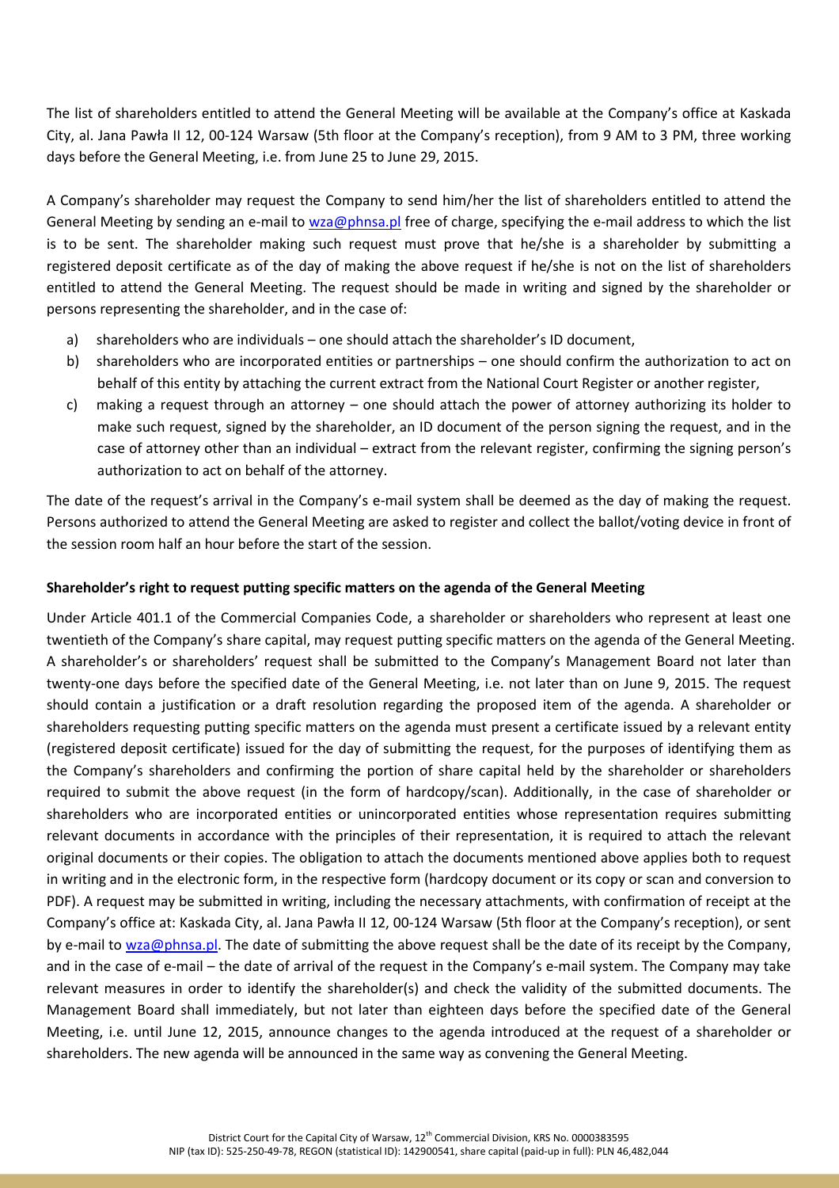The list of shareholders entitled to attend the General Meeting will be available at the Company's office at Kaskada City, al. Jana Pawła II 12, 00-124 Warsaw (5th floor at the Company's reception), from 9 AM to 3 PM, three working days before the General Meeting, i.e. from June 25 to June 29, 2015.

A Company's shareholder may request the Company to send him/her the list of shareholders entitled to attend the General Meeting by sending an e-mail to wza@phnsa.pl free of charge, specifying the e-mail address to which the list is to be sent. The shareholder making such request must prove that he/she is a shareholder by submitting a registered deposit certificate as of the day of making the above request if he/she is not on the list of shareholders entitled to attend the General Meeting. The request should be made in writing and signed by the shareholder or persons representing the shareholder, and in the case of:

a) shareholders who are individuals – one should attach the shareholder's ID document,
b) shareholders who are incorporated entities or partnerships – one should confirm the authorization to act on behalf of this entity by attaching the current extract from the National Court Register or another register,
c) making a request through an attorney – one should attach the power of attorney authorizing its holder to make such request, signed by the shareholder, an ID document of the person signing the request, and in the case of attorney other than an individual – extract from the relevant register, confirming the signing person's authorization to act on behalf of the attorney.

The date of the request's arrival in the Company's e-mail system shall be deemed as the day of making the request. Persons authorized to attend the General Meeting are asked to register and collect the ballot/voting device in front of the session room half an hour before the start of the session.

**Shareholder's right to request putting specific matters on the agenda of the General Meeting**

Under Article 401.1 of the Commercial Companies Code, a shareholder or shareholders who represent at least one twentieth of the Company's share capital, may request putting specific matters on the agenda of the General Meeting. A shareholder's or shareholders' request shall be submitted to the Company's Management Board not later than twenty-one days before the specified date of the General Meeting, i.e. not later than on June 9, 2015. The request should contain a justification or a draft resolution regarding the proposed item of the agenda. A shareholder or shareholders requesting putting specific matters on the agenda must present a certificate issued by a relevant entity (registered deposit certificate) issued for the day of submitting the request, for the purposes of identifying them as the Company's shareholders and confirming the portion of share capital held by the shareholder or shareholders required to submit the above request (in the form of hardcopy/scan). Additionally, in the case of shareholder or shareholders who are incorporated entities or unincorporated entities whose representation requires submitting relevant documents in accordance with the principles of their representation, it is required to attach the relevant original documents or their copies. The obligation to attach the documents mentioned above applies both to request in writing and in the electronic form, in the respective form (hardcopy document or its copy or scan and conversion to PDF). A request may be submitted in writing, including the necessary attachments, with confirmation of receipt at the Company's office at: Kaskada City, al. Jana Pawła II 12, 00-124 Warsaw (5th floor at the Company's reception), or sent by e-mail to wza@phnsa.pl. The date of submitting the above request shall be the date of its receipt by the Company, and in the case of e-mail – the date of arrival of the request in the Company's e-mail system. The Company may take relevant measures in order to identify the shareholder(s) and check the validity of the submitted documents. The Management Board shall immediately, but not later than eighteen days before the specified date of the General Meeting, i.e. until June 12, 2015, announce changes to the agenda introduced at the request of a shareholder or shareholders. The new agenda will be announced in the same way as convening the General Meeting.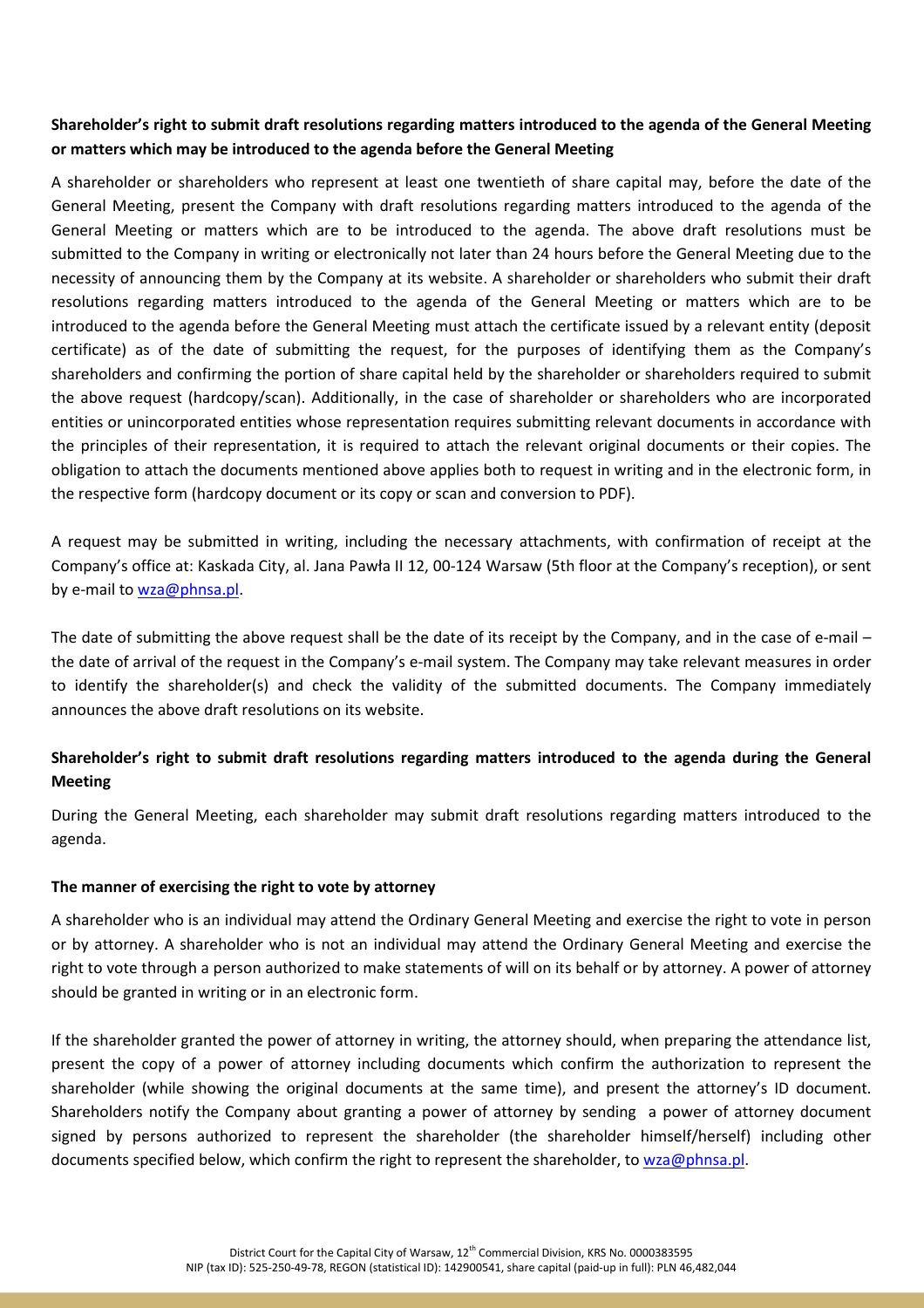**Shareholder's right to submit draft resolutions regarding matters introduced to the agenda of the General Meeting or matters which may be introduced to the agenda before the General Meeting**

A shareholder or shareholders who represent at least one twentieth of share capital may, before the date of the General Meeting, present the Company with draft resolutions regarding matters introduced to the agenda of the General Meeting or matters which are to be introduced to the agenda. The above draft resolutions must be submitted to the Company in writing or electronically not later than 24 hours before the General Meeting due to the necessity of announcing them by the Company at its website. A shareholder or shareholders who submit their draft resolutions regarding matters introduced to the agenda of the General Meeting or matters which are to be introduced to the agenda before the General Meeting must attach the certificate issued by a relevant entity (deposit certificate) as of the date of submitting the request, for the purposes of identifying them as the Company's shareholders and confirming the portion of share capital held by the shareholder or shareholders required to submit the above request (hardcopy/scan). Additionally, in the case of shareholder or shareholders who are incorporated entities or unincorporated entities whose representation requires submitting relevant documents in accordance with the principles of their representation, it is required to attach the relevant original documents or their copies. The obligation to attach the documents mentioned above applies both to request in writing and in the electronic form, in the respective form (hardcopy document or its copy or scan and conversion to PDF).

A request may be submitted in writing, including the necessary attachments, with confirmation of receipt at the Company's office at: Kaskada City, al. Jana Pawła II 12, 00-124 Warsaw (5th floor at the Company's reception), or sent by e-mail to wza@phnsa.pl.

The date of submitting the above request shall be the date of its receipt by the Company, and in the case of e-mail – the date of arrival of the request in the Company's e-mail system. The Company may take relevant measures in order to identify the shareholder(s) and check the validity of the submitted documents. The Company immediately announces the above draft resolutions on its website.

**Shareholder's right to submit draft resolutions regarding matters introduced to the agenda during the General Meeting**

During the General Meeting, each shareholder may submit draft resolutions regarding matters introduced to the agenda.

**The manner of exercising the right to vote by attorney**

A shareholder who is an individual may attend the Ordinary General Meeting and exercise the right to vote in person or by attorney. A shareholder who is not an individual may attend the Ordinary General Meeting and exercise the right to vote through a person authorized to make statements of will on its behalf or by attorney. A power of attorney should be granted in writing or in an electronic form.

If the shareholder granted the power of attorney in writing, the attorney should, when preparing the attendance list, present the copy of a power of attorney including documents which confirm the authorization to represent the shareholder (while showing the original documents at the same time), and present the attorney's ID document. Shareholders notify the Company about granting a power of attorney by sending a power of attorney document signed by persons authorized to represent the shareholder (the shareholder himself/herself) including other documents specified below, which confirm the right to represent the shareholder, to wza@phnsa.pl.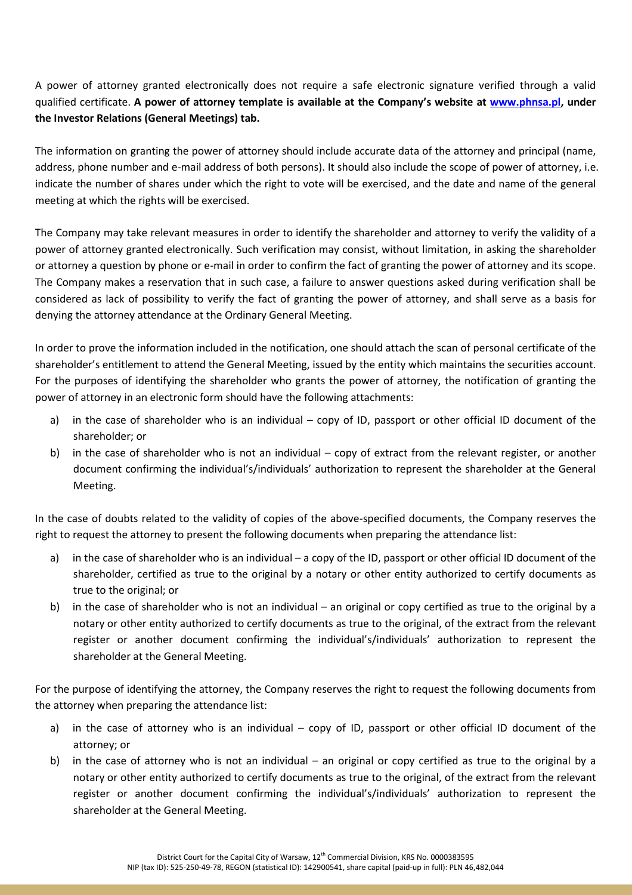A power of attorney granted electronically does not require a safe electronic signature verified through a valid qualified certificate. **A power of attorney template is available at the Company's website at [www.phnsa.pl](http://www.phnsa.pl), under the Investor Relations (General Meetings) tab.**

The information on granting the power of attorney should include accurate data of the attorney and principal (name, address, phone number and e-mail address of both persons). It should also include the scope of power of attorney, i.e. indicate the number of shares under which the right to vote will be exercised, and the date and name of the general meeting at which the rights will be exercised.

The Company may take relevant measures in order to identify the shareholder and attorney to verify the validity of a power of attorney granted electronically. Such verification may consist, without limitation, in asking the shareholder or attorney a question by phone or e-mail in order to confirm the fact of granting the power of attorney and its scope. The Company makes a reservation that in such case, a failure to answer questions asked during verification shall be considered as lack of possibility to verify the fact of granting the power of attorney, and shall serve as a basis for denying the attorney attendance at the Ordinary General Meeting.

In order to prove the information included in the notification, one should attach the scan of personal certificate of the shareholder's entitlement to attend the General Meeting, issued by the entity which maintains the securities account. For the purposes of identifying the shareholder who grants the power of attorney, the notification of granting the power of attorney in an electronic form should have the following attachments:

a) in the case of shareholder who is an individual – copy of ID, passport or other official ID document of the shareholder; or
b) in the case of shareholder who is not an individual – copy of extract from the relevant register, or another document confirming the individual's/individuals' authorization to represent the shareholder at the General Meeting.

In the case of doubts related to the validity of copies of the above-specified documents, the Company reserves the right to request the attorney to present the following documents when preparing the attendance list:

a) in the case of shareholder who is an individual – a copy of the ID, passport or other official ID document of the shareholder, certified as true to the original by a notary or other entity authorized to certify documents as true to the original; or
b) in the case of shareholder who is not an individual – an original or copy certified as true to the original by a notary or other entity authorized to certify documents as true to the original, of the extract from the relevant register or another document confirming the individual's/individuals' authorization to represent the shareholder at the General Meeting.

For the purpose of identifying the attorney, the Company reserves the right to request the following documents from the attorney when preparing the attendance list:

a) in the case of attorney who is an individual – copy of ID, passport or other official ID document of the attorney; or
b) in the case of attorney who is not an individual – an original or copy certified as true to the original by a notary or other entity authorized to certify documents as true to the original, of the extract from the relevant register or another document confirming the individual's/individuals' authorization to represent the shareholder at the General Meeting.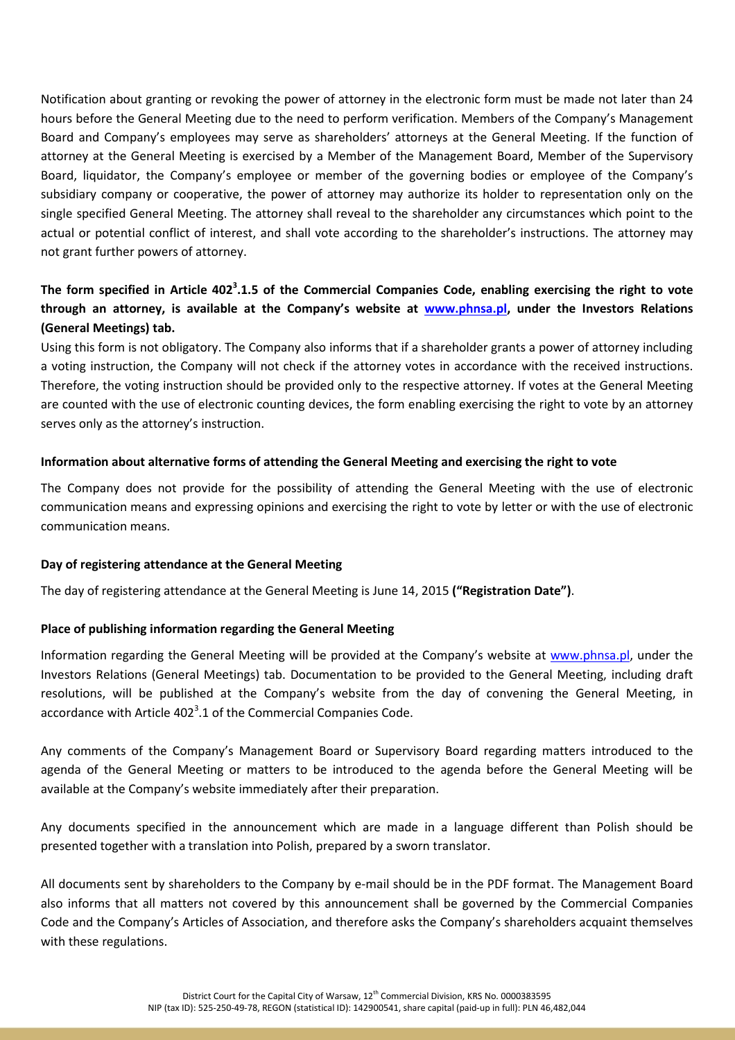Notification about granting or revoking the power of attorney in the electronic form must be made not later than 24 hours before the General Meeting due to the need to perform verification. Members of the Company's Management Board and Company's employees may serve as shareholders' attorneys at the General Meeting. If the function of attorney at the General Meeting is exercised by a Member of the Management Board, Member of the Supervisory Board, liquidator, the Company's employee or member of the governing bodies or employee of the Company's subsidiary company or cooperative, the power of attorney may authorize its holder to representation only on the single specified General Meeting. The attorney shall reveal to the shareholder any circumstances which point to the actual or potential conflict of interest, and shall vote according to the shareholder's instructions. The attorney may not grant further powers of attorney.

**The form specified in Article 402$^{3}$.1.5 of the Commercial Companies Code, enabling exercising the right to vote through an attorney, is available at the Company's website at www.phnsa.pl, under the Investors Relations (General Meetings) tab.**

Using this form is not obligatory. The Company also informs that if a shareholder grants a power of attorney including a voting instruction, the Company will not check if the attorney votes in accordance with the received instructions. Therefore, the voting instruction should be provided only to the respective attorney. If votes at the General Meeting are counted with the use of electronic counting devices, the form enabling exercising the right to vote by an attorney serves only as the attorney's instruction.

**Information about alternative forms of attending the General Meeting and exercising the right to vote**

The Company does not provide for the possibility of attending the General Meeting with the use of electronic communication means and expressing opinions and exercising the right to vote by letter or with the use of electronic communication means.

**Day of registering attendance at the General Meeting**

The day of registering attendance at the General Meeting is June 14, 2015 **("Registration Date")**.

**Place of publishing information regarding the General Meeting**

Information regarding the General Meeting will be provided at the Company's website at www.phnsa.pl, under the Investors Relations (General Meetings) tab. Documentation to be provided to the General Meeting, including draft resolutions, will be published at the Company's website from the day of convening the General Meeting, in accordance with Article 402$^{3}$.1 of the Commercial Companies Code.

Any comments of the Company's Management Board or Supervisory Board regarding matters introduced to the agenda of the General Meeting or matters to be introduced to the agenda before the General Meeting will be available at the Company's website immediately after their preparation.

Any documents specified in the announcement which are made in a language different than Polish should be presented together with a translation into Polish, prepared by a sworn translator.

All documents sent by shareholders to the Company by e-mail should be in the PDF format. The Management Board also informs that all matters not covered by this announcement shall be governed by the Commercial Companies Code and the Company's Articles of Association, and therefore asks the Company's shareholders acquaint themselves with these regulations.